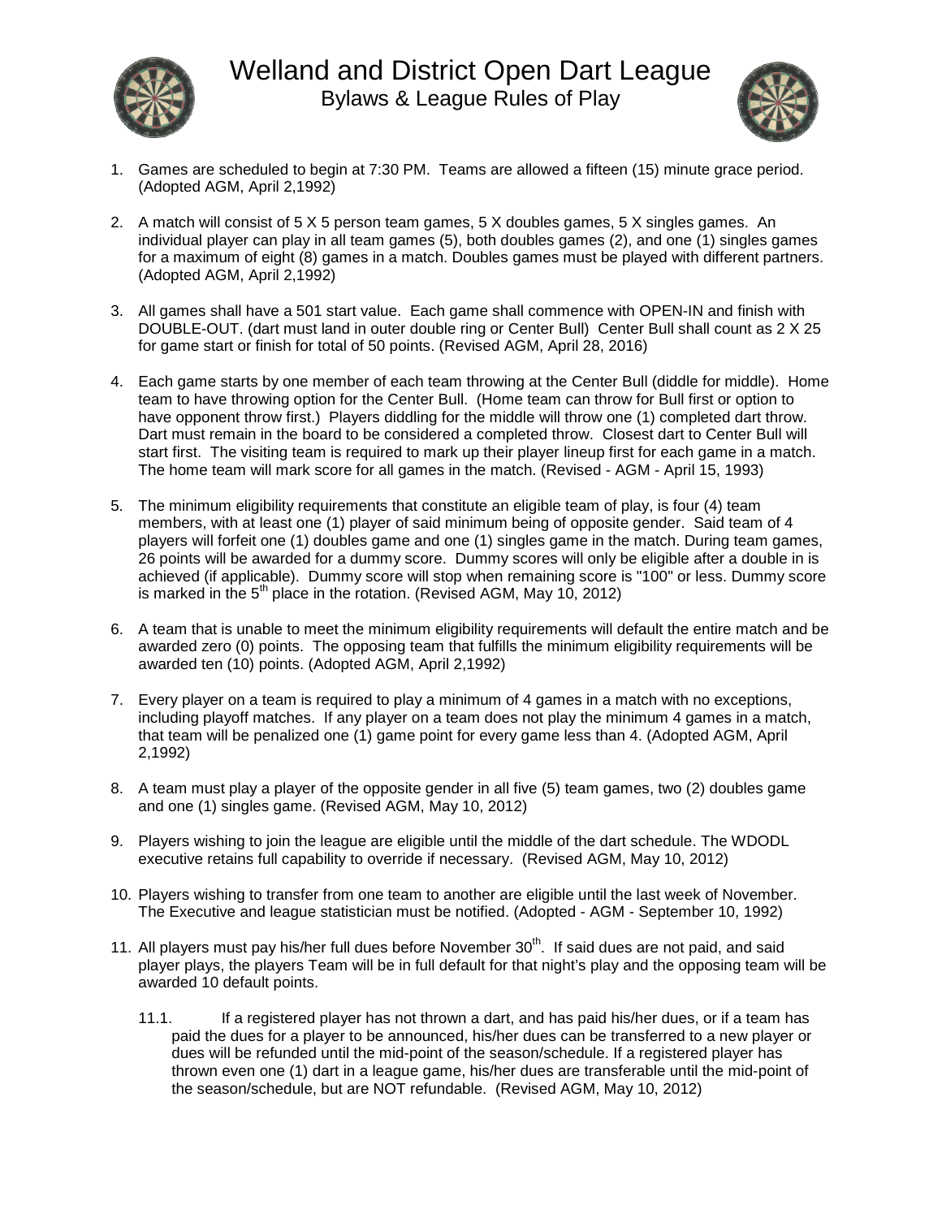# Welland and District Open Dart League

## Bylaws & League Rules of Play

1. Games are scheduled to begin at 7:30 PM. Teams are allowed a fifteen (15) minute grace period. (Adopted AGM, April 2,1992)

2. A match will consist of 5 X 5 person team games, 5 X doubles games, 5 X singles games. An individual player can play in all team games (5), both doubles games (2), and one (1) singles games for a maximum of eight (8) games in a match. Doubles games must be played with different partners. (Adopted AGM, April 2,1992)

3. All games shall have a 501 start value. Each game shall commence with OPEN-IN and finish with DOUBLE-OUT. (dart must land in outer double ring or Center Bull) Center Bull shall count as 2 X 25 for game start or finish for total of 50 points. (Revised AGM, April 28, 2016)

4. Each game starts by one member of each team throwing at the Center Bull (diddle for middle). Home team to have throwing option for the Center Bull. (Home team can throw for Bull first or option to have opponent throw first.) Players diddling for the middle will throw one (1) completed dart throw. Dart must remain in the board to be considered a completed throw. Closest dart to Center Bull will start first. The visiting team is required to mark up their player lineup first for each game in a match. The home team will mark score for all games in the match. (Revised - AGM - April 15, 1993)

5. The minimum eligibility requirements that constitute an eligible team of play, is four (4) team members, with at least one (1) player of said minimum being of opposite gender. Said team of 4 players will forfeit one (1) doubles game and one (1) singles game in the match. During team games, 26 points will be awarded for a dummy score. Dummy scores will only be eligible after a double in is achieved (if applicable). Dummy score will stop when remaining score is "100" or less. Dummy score is marked in the 5th place in the rotation. (Revised AGM, May 10, 2012)

6. A team that is unable to meet the minimum eligibility requirements will default the entire match and be awarded zero (0) points. The opposing team that fulfills the minimum eligibility requirements will be awarded ten (10) points. (Adopted AGM, April 2,1992)

7. Every player on a team is required to play a minimum of 4 games in a match with no exceptions, including playoff matches. If any player on a team does not play the minimum 4 games in a match, that team will be penalized one (1) game point for every game less than 4. (Adopted AGM, April 2,1992)

8. A team must play a player of the opposite gender in all five (5) team games, two (2) doubles game and one (1) singles game. (Revised AGM, May 10, 2012)

9. Players wishing to join the league are eligible until the middle of the dart schedule. The WDODL executive retains full capability to override if necessary. (Revised AGM, May 10, 2012)

10. Players wishing to transfer from one team to another are eligible until the last week of November. The Executive and league statistician must be notified. (Adopted - AGM - September 10, 1992)

11. All players must pay his/her full dues before November 30th. If said dues are not paid, and said player plays, the players Team will be in full default for that night's play and the opposing team will be awarded 10 default points.

    11.1. If a registered player has not thrown a dart, and has paid his/her dues, or if a team has paid the dues for a player to be announced, his/her dues can be transferred to a new player or dues will be refunded until the mid-point of the season/schedule. If a registered player has thrown even one (1) dart in a league game, his/her dues are transferable until the mid-point of the season/schedule, but are NOT refundable. (Revised AGM, May 10, 2012)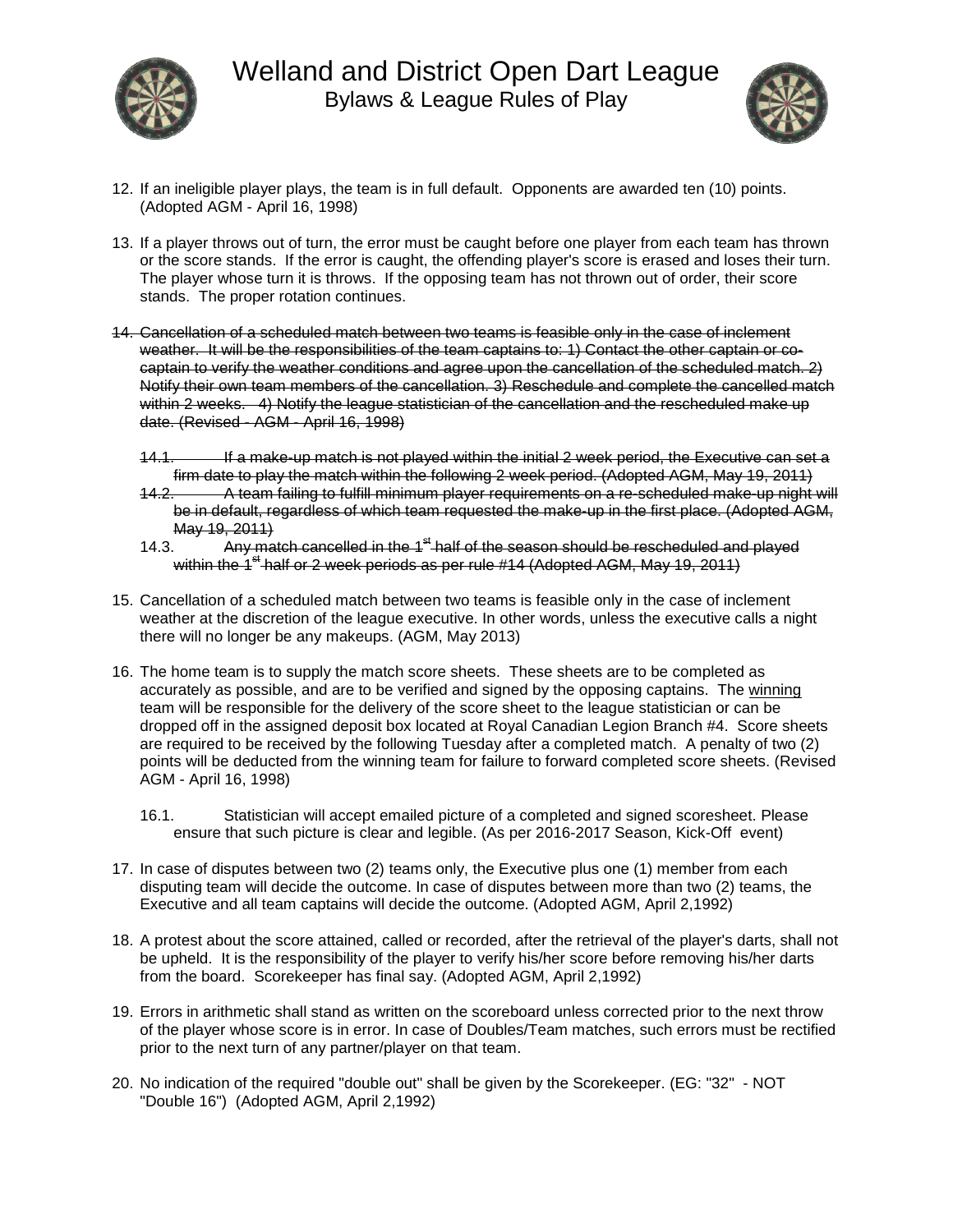12. If an ineligible player plays, the team is in full default. Opponents are awarded ten (10) points. (Adopted AGM - April 16, 1998)

13. If a player throws out of turn, the error must be caught before one player from each team has thrown or the score stands. If the error is caught, the offending player's score is erased and loses their turn. The player whose turn it is throws. If the opposing team has not thrown out of order, their score stands. The proper rotation continues.

14. ~~Cancellation of a scheduled match between two teams is feasible only in the case of inclement weather. It will be the responsibilities of the team captains to: 1) Contact the other captain or co-captain to verify the weather conditions and agree upon the cancellation of the scheduled match. 2) Notify their own team members of the cancellation. 3) Reschedule and complete the cancelled match within 2 weeks. 4) Notify the league statistician of the cancellation and the rescheduled make up date. (Revised - AGM - April 16, 1998)~~

    14.1. ~~If a make-up match is not played within the initial 2 week period, the Executive can set a firm date to play the match within the following 2 week period. (Adopted AGM, May 19, 2011)~~

    14.2. ~~A team failing to fulfill minimum player requirements on a re-scheduled make-up night will be in default, regardless of which team requested the make-up in the first place. (Adopted AGM, May 19, 2011)~~

    14.3. ~~Any match cancelled in the 1st half of the season should be rescheduled and played within the 1st half or 2 week periods as per rule #14 (Adopted AGM, May 19, 2011)~~

15. Cancellation of a scheduled match between two teams is feasible only in the case of inclement weather at the discretion of the league executive. In other words, unless the executive calls a night there will no longer be any makeups. (AGM, May 2013)

16. The home team is to supply the match score sheets. These sheets are to be completed as accurately as possible, and are to be verified and signed by the opposing captains. The <u>winning</u> team will be responsible for the delivery of the score sheet to the league statistician or can be dropped off in the assigned deposit box located at Royal Canadian Legion Branch #4. Score sheets are required to be received by the following Tuesday after a completed match. A penalty of two (2) points will be deducted from the winning team for failure to forward completed score sheets. (Revised AGM - April 16, 1998)

    16.1. Statistician will accept emailed picture of a completed and signed scoresheet. Please ensure that such picture is clear and legible. (As per 2016-2017 Season, Kick-Off event)

17. In case of disputes between two (2) teams only, the Executive plus one (1) member from each disputing team will decide the outcome. In case of disputes between more than two (2) teams, the Executive and all team captains will decide the outcome. (Adopted AGM, April 2,1992)

18. A protest about the score attained, called or recorded, after the retrieval of the player's darts, shall not be upheld. It is the responsibility of the player to verify his/her score before removing his/her darts from the board. Scorekeeper has final say. (Adopted AGM, April 2,1992)

19. Errors in arithmetic shall stand as written on the scoreboard unless corrected prior to the next throw of the player whose score is in error. In case of Doubles/Team matches, such errors must be rectified prior to the next turn of any partner/player on that team.

20. No indication of the required "double out" shall be given by the Scorekeeper. (EG: "32" - NOT "Double 16") (Adopted AGM, April 2,1992)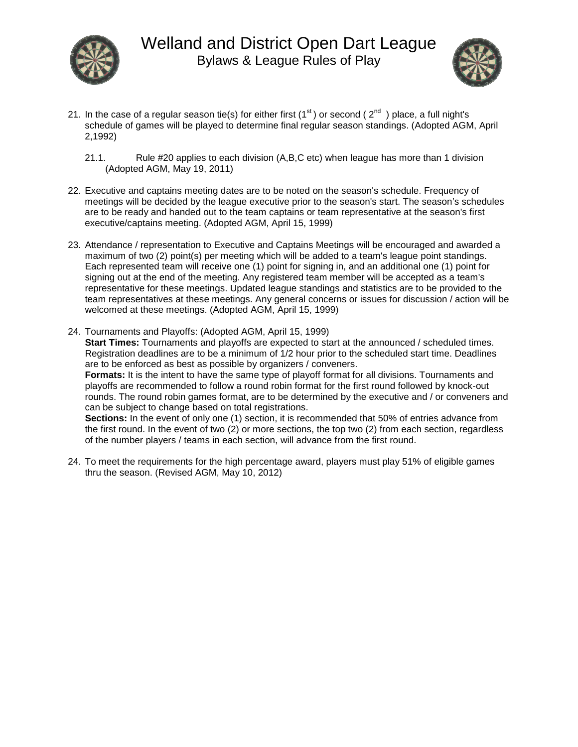21. In the case of a regular season tie(s) for either first (1st) or second (2nd) place, a full night's schedule of games will be played to determine final regular season standings. (Adopted AGM, April 2,1992)

    21.1. Rule #20 applies to each division (A,B,C etc) when league has more than 1 division (Adopted AGM, May 19, 2011)

22. Executive and captains meeting dates are to be noted on the season's schedule. Frequency of meetings will be decided by the league executive prior to the season's start. The season's schedules are to be ready and handed out to the team captains or team representative at the season's first executive/captains meeting. (Adopted AGM, April 15, 1999)

23. Attendance / representation to Executive and Captains Meetings will be encouraged and awarded a maximum of two (2) point(s) per meeting which will be added to a team's league point standings. Each represented team will receive one (1) point for signing in, and an additional one (1) point for signing out at the end of the meeting. Any registered team member will be accepted as a team's representative for these meetings. Updated league standings and statistics are to be provided to the team representatives at these meetings. Any general concerns or issues for discussion / action will be welcomed at these meetings. (Adopted AGM, April 15, 1999)

24. Tournaments and Playoffs: (Adopted AGM, April 15, 1999)
    **Start Times:** Tournaments and playoffs are expected to start at the announced / scheduled times. Registration deadlines are to be a minimum of 1/2 hour prior to the scheduled start time. Deadlines are to be enforced as best as possible by organizers / conveners.
    **Formats:** It is the intent to have the same type of playoff format for all divisions. Tournaments and playoffs are recommended to follow a round robin format for the first round followed by knock-out rounds. The round robin games format, are to be determined by the executive and / or conveners and can be subject to change based on total registrations.
    **Sections:** In the event of only one (1) section, it is recommended that 50% of entries advance from the first round. In the event of two (2) or more sections, the top two (2) from each section, regardless of the number players / teams in each section, will advance from the first round.

24. To meet the requirements for the high percentage award, players must play 51% of eligible games thru the season. (Revised AGM, May 10, 2012)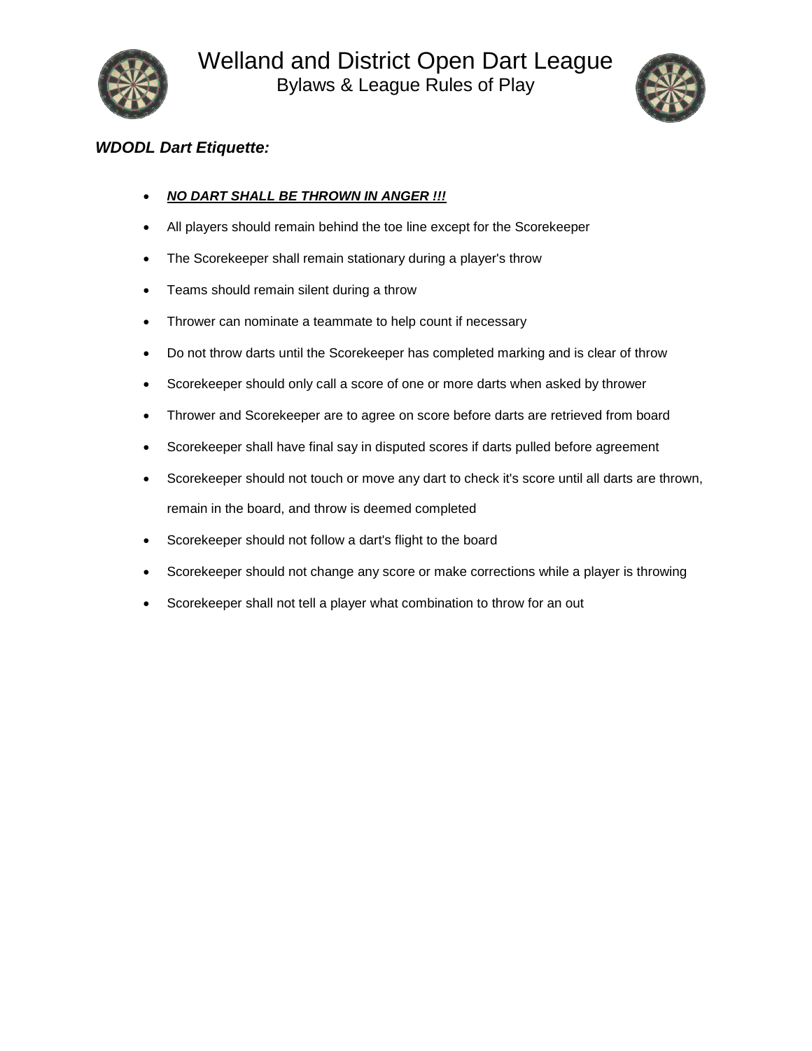### ***WDODL Dart Etiquette:***

- ***<u>NO DART SHALL BE THROWN IN ANGER !!!</u>***
- All players should remain behind the toe line except for the Scorekeeper
- The Scorekeeper shall remain stationary during a player's throw
- Teams should remain silent during a throw
- Thrower can nominate a teammate to help count if necessary
- Do not throw darts until the Scorekeeper has completed marking and is clear of throw
- Scorekeeper should only call a score of one or more darts when asked by thrower
- Thrower and Scorekeeper are to agree on score before darts are retrieved from board
- Scorekeeper shall have final say in disputed scores if darts pulled before agreement
- Scorekeeper should not touch or move any dart to check it's score until all darts are thrown, remain in the board, and throw is deemed completed
- Scorekeeper should not follow a dart's flight to the board
- Scorekeeper should not change any score or make corrections while a player is throwing
- Scorekeeper shall not tell a player what combination to throw for an out